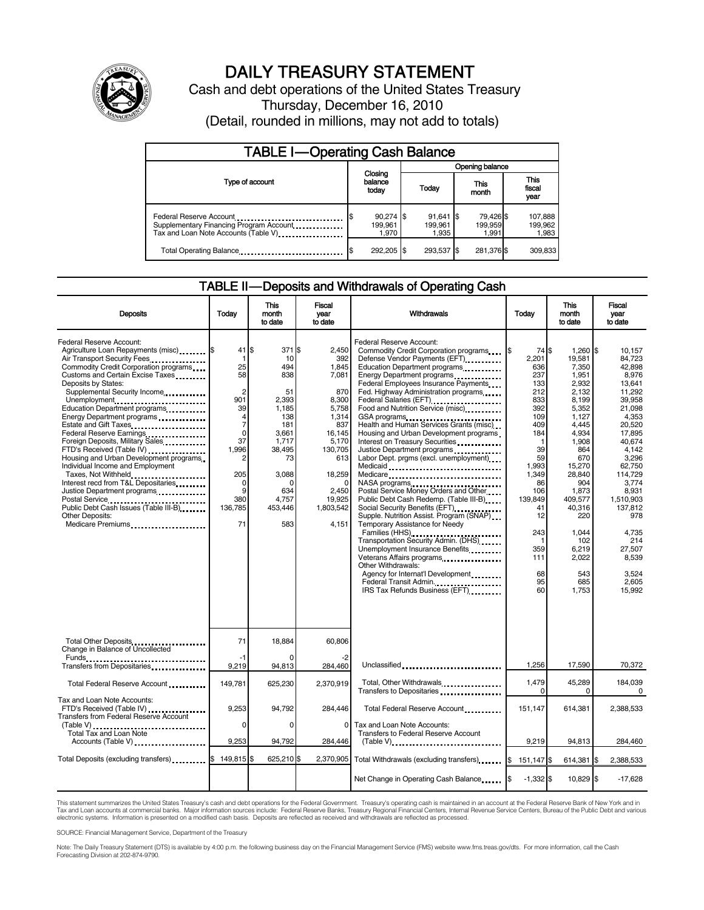# DAILY TREASURY STATEMENT

Cash and debt operations of the United States Treasury

Thursday, December 16, 2010

(Detail, rounded in millions, may not add to totals)

## TABLE I—Operating Cash Balance

| Type of account | Closing balance today | Opening balance Today | Opening balance This month | Opening balance This fiscal year |
|---|---|---|---|---|
| Federal Reserve Account | $ 90,274 | $ 91,641 | $ 79,426 | $ 107,888 |
| Supplementary Financing Program Account | 199,961 | 199,961 | 199,959 | 199,962 |
| Tax and Loan Note Accounts (Table V) | 1,970 | 1,935 | 1,991 | 1,983 |
| Total Operating Balance | $ 292,205 | $ 293,537 | $ 281,376 | $ 309,833 |

## TABLE II—Deposits and Withdrawals of Operating Cash

| Deposits | Today | This month to date | Fiscal year to date | Withdrawals | Today | This month to date | Fiscal year to date |
|---|---|---|---|---|---|---|---|
| Federal Reserve Account: | | | | Federal Reserve Account: | | | |
| Agriculture Loan Repayments (misc) | $ 41 | $ 371 | $ 2,450 | Commodity Credit Corporation programs | $ 74 | $ 1,260 | $ 10,157 |
| Air Transport Security Fees | 1 | 10 | 392 | Defense Vendor Payments (EFT) | 2,201 | 19,581 | 84,723 |
| Commodity Credit Corporation programs | 25 | 494 | 1,845 | Education Department programs | 636 | 7,350 | 42,898 |
| Customs and Certain Excise Taxes | 58 | 838 | 7,081 | Energy Department programs | 237 | 1,951 | 8,976 |
| Deposits by States: | | | | Federal Employees Insurance Payments | 133 | 2,932 | 13,641 |
| Supplemental Security Income | 2 | 51 | 870 | Fed. Highway Administration programs | 212 | 2,132 | 11,292 |
| Unemployment | 901 | 2,393 | 8,300 | Federal Salaries (EFT) | 833 | 8,199 | 39,958 |
| Education Department programs | 39 | 1,185 | 5,758 | Food and Nutrition Service (misc) | 392 | 5,352 | 21,098 |
| Energy Department programs | 4 | 138 | 1,314 | GSA programs | 109 | 1,127 | 4,353 |
| Estate and Gift Taxes | 7 | 181 | 837 | Health and Human Services Grants (misc) | 409 | 4,445 | 20,520 |
| Federal Reserve Earnings | 0 | 3,661 | 16,145 | Housing and Urban Development programs | 184 | 4,934 | 17,895 |
| Foreign Deposits, Military Sales | 37 | 1,717 | 5,170 | Interest on Treasury Securities | 1 | 1,908 | 40,674 |
| FTD's Received (Table IV) | 1,996 | 38,495 | 130,705 | Justice Department programs | 39 | 864 | 4,142 |
| Housing and Urban Development programs | 2 | 73 | 613 | Labor Dept. prgms (excl. unemployment) | 59 | 670 | 3,296 |
| Individual Income and Employment | | | | Medicaid | 1,993 | 15,270 | 62,750 |
| Taxes, Not Withheld | 205 | 3,088 | 18,259 | Medicare | 1,349 | 28,840 | 114,729 |
| Interest recd from T&L Depositaries | 0 | 0 | 0 | NASA programs | 86 | 904 | 3,774 |
| Justice Department programs | 9 | 634 | 2,450 | Postal Service Money Orders and Other | 106 | 1,873 | 8,931 |
| Postal Service | 380 | 4,757 | 19,925 | Public Debt Cash Redemp. (Table III-B) | 139,849 | 409,577 | 1,510,903 |
| Public Debt Cash Issues (Table III-B) | 136,785 | 453,446 | 1,803,542 | Social Security Benefits (EFT) | 41 | 40,316 | 137,812 |
| Other Deposits: | | | | Supple. Nutrition Assist. Program (SNAP) | 12 | 220 | 978 |
| Medicare Premiums | 71 | 583 | 4,151 | Temporary Assistance for Needy | | | |
| | | | | Families (HHS) | 243 | 1,044 | 4,735 |
| | | | | Transportation Security Admin. (DHS) | 1 | 102 | 214 |
| | | | | Unemployment Insurance Benefits | 359 | 6,219 | 27,507 |
| | | | | Veterans Affairs programs | 111 | 2,022 | 8,539 |
| | | | | Other Withdrawals: | | | |
| | | | | Agency for Internat'l Development | 68 | 543 | 3,524 |
| | | | | Federal Transit Admin. | 95 | 685 | 2,605 |
| | | | | IRS Tax Refunds Business (EFT) | 60 | 1,753 | 15,992 |
| Total Other Deposits | 71 | 18,884 | 60,806 | | | | |
| Change in Balance of Uncollected Funds | -1 | 0 | -2 | | | | |
| Transfers from Depositaries | 9,219 | 94,813 | 284,460 | Unclassified | 1,256 | 17,590 | 70,372 |
| Total Federal Reserve Account | 149,781 | 625,230 | 2,370,919 | Total, Other Withdrawals | 1,479 | 45,289 | 184,039 |
| | | | | Transfers to Depositaries | 0 | 0 | 0 |
| Tax and Loan Note Accounts: | | | | Total Federal Reserve Account | 151,147 | 614,381 | 2,388,533 |
| FTD's Received (Table IV) | 9,253 | 94,792 | 284,446 | | | | |
| Transfers from Federal Reserve Account (Table V) | 0 | 0 | 0 | Tax and Loan Note Accounts: | | | |
| Total Tax and Loan Note Accounts (Table V) | 9,253 | 94,792 | 284,446 | Transfers to Federal Reserve Account (Table V) | 9,219 | 94,813 | 284,460 |
| Total Deposits (excluding transfers) | $ 149,815 | $ 625,210 | $ 2,370,905 | Total Withdrawals (excluding transfers) | $ 151,147 | $ 614,381 | $ 2,388,533 |
| | | | | Net Change in Operating Cash Balance | $ -1,332 | $ 10,829 | $ -17,628 |

This statement summarizes the United States Treasury's cash and debt operations for the Federal Government. Treasury's operating cash is maintained in an account at the Federal Reserve Bank of New York and in Tax and Loan accounts at commercial banks. Major information sources include: Federal Reserve Banks, Treasury Regional Financial Centers, Internal Revenue Service Centers, Bureau of the Public Debt and various electronic systems. Information is presented on a modified cash basis. Deposits are reflected as received and withdrawals are reflected as processed.

SOURCE: Financial Management Service, Department of the Treasury

Note: The Daily Treasury Statement (DTS) is available by 4:00 p.m. the following business day on the Financial Management Service (FMS) website www.fms.treas.gov/dts. For more information, call the Cash Forecasting Division at 202-874-9790.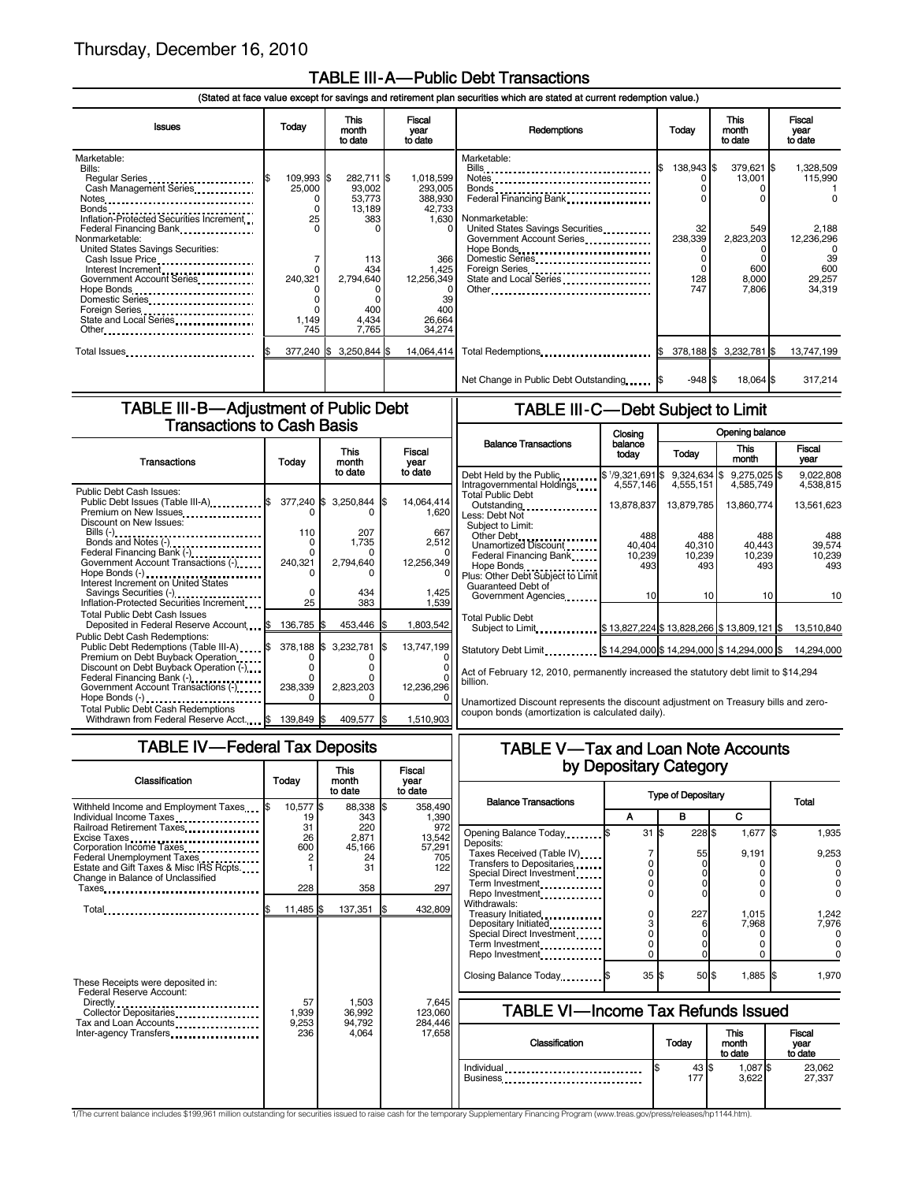Thursday, December 16, 2010

## TABLE III-A—Public Debt Transactions

(Stated at face value except for savings and retirement plan securities which are stated at current redemption value.)

| Issues | Today | This month to date | Fiscal year to date |
|---|---|---|---|
| Marketable: | | | |
| Bills: | | | |
| Regular Series | $ 109,993 | $ 282,711 | $ 1,018,599 |
| Cash Management Series | 25,000 | 93,002 | 293,005 |
| Notes | 0 | 53,773 | 388,930 |
| Bonds | 0 | 13,189 | 42,733 |
| Inflation-Protected Securities Increment | 25 | 383 | 1,630 |
| Federal Financing Bank | 0 | 0 | 0 |
| Nonmarketable: | | | |
| United States Savings Securities: | | | |
| Cash Issue Price | 7 | 113 | 366 |
| Interest Increment | 0 | 434 | 1,425 |
| Government Account Series | 240,321 | 2,794,640 | 12,256,349 |
| Hope Bonds | 0 | 0 | 0 |
| Domestic Series | 0 | 0 | 39 |
| Foreign Series | 0 | 400 | 400 |
| State and Local Series | 1,149 | 4,434 | 26,664 |
| Other | 745 | 7,765 | 34,274 |
| Total Issues | $ 377,240 | $ 3,250,844 | $ 14,064,414 |

| Redemptions | Today | This month to date | Fiscal year to date |
|---|---|---|---|
| Marketable: | | | |
| Bills | $ 138,943 | $ 379,621 | $ 1,328,509 |
| Notes | 0 | 13,001 | 115,990 |
| Bonds | 0 | 0 | 1 |
| Federal Financing Bank | 0 | 0 | 0 |
| Nonmarketable: | | | |
| United States Savings Securities | 32 | 549 | 2,188 |
| Government Account Series | 238,339 | 2,823,203 | 12,236,296 |
| Hope Bonds | 0 | 0 | 0 |
| Domestic Series | 0 | 0 | 39 |
| Foreign Series | 0 | 600 | 600 |
| State and Local Series | 128 | 8,000 | 29,257 |
| Other | 747 | 7,806 | 34,319 |
| Total Redemptions | $ 378,188 | $ 3,232,781 | $ 13,747,199 |
| Net Change in Public Debt Outstanding | $ -948 | $ 18,064 | $ 317,214 |

## TABLE III-B—Adjustment of Public Debt Transactions to Cash Basis

| Transactions | Today | This month to date | Fiscal year to date |
|---|---|---|---|
| Public Debt Cash Issues: | | | |
| Public Debt Issues (Table III-A) | $ 377,240 | $ 3,250,844 | $ 14,064,414 |
| Premium on New Issues | 0 | 0 | 1,620 |
| Discount on New Issues: | | | |
| Bills (-) | 110 | 207 | 667 |
| Bonds and Notes (-) | 0 | 1,735 | 2,512 |
| Federal Financing Bank (-) | 0 | 0 | 0 |
| Government Account Transactions (-) | 240,321 | 2,794,640 | 12,256,349 |
| Hope Bonds (-) | 0 | 0 | 0 |
| Interest Increment on United States Savings Securities (-) | 0 | 434 | 1,425 |
| Inflation-Protected Securities Increment | 25 | 383 | 1,539 |
| Total Public Debt Cash Issues Deposited in Federal Reserve Account | $ 136,785 | $ 453,446 | $ 1,803,542 |
| Public Debt Cash Redemptions: | | | |
| Public Debt Redemptions (Table III-A) | $ 378,188 | $ 3,232,781 | $ 13,747,199 |
| Premium on Debt Buyback Operation | 0 | 0 | 0 |
| Discount on Debt Buyback Operation (-) | 0 | 0 | 0 |
| Federal Financing Bank (-) | 0 | 0 | 0 |
| Government Account Transactions (-) | 238,339 | 2,823,203 | 12,236,296 |
| Hope Bonds (-) | 0 | 0 | 0 |
| Total Public Debt Cash Redemptions Withdrawn from Federal Reserve Acct. | $ 139,849 | $ 409,577 | $ 1,510,903 |

## TABLE III-C—Debt Subject to Limit

| Balance Transactions | Closing balance today | Opening balance Today | Opening balance This month | Opening balance Fiscal year |
|---|---|---|---|---|
| Debt Held by the Public | $ [1]9,321,691 | $ 9,324,634 | $ 9,275,025 | $ 9,022,808 |
| Intragovernmental Holdings | 4,557,146 | 4,555,151 | 4,585,749 | 4,538,815 |
| Total Public Debt Outstanding | 13,878,837 | 13,879,785 | 13,860,774 | 13,561,623 |
| Less: Debt Not Subject to Limit: | | | | |
| Other Debt | 488 | 488 | 488 | 488 |
| Unamortized Discount | 40,404 | 40,310 | 40,443 | 39,574 |
| Federal Financing Bank | 10,239 | 10,239 | 10,239 | 10,239 |
| Hope Bonds | 493 | 493 | 493 | 493 |
| Plus: Other Debt Subject to Limit Guaranteed Debt of Government Agencies | 10 | 10 | 10 | 10 |
| Total Public Debt Subject to Limit | $ 13,827,224 | $ 13,828,266 | $ 13,809,121 | $ 13,510,840 |
| Statutory Debt Limit | $ 14,294,000 | $ 14,294,000 | $ 14,294,000 | $ 14,294,000 |

Act of February 12, 2010, permanently increased the statutory debt limit to $14,294 billion.

Unamortized Discount represents the discount adjustment on Treasury bills and zero-coupon bonds (amortization is calculated daily).

## TABLE IV—Federal Tax Deposits

| Classification | Today | This month to date | Fiscal year to date |
|---|---|---|---|
| Withheld Income and Employment Taxes | $ 10,577 | $ 88,338 | $ 358,490 |
| Individual Income Taxes | 19 | 343 | 1,390 |
| Railroad Retirement Taxes | 31 | 220 | 972 |
| Excise Taxes | 26 | 2,871 | 13,542 |
| Corporation Income Taxes | 600 | 45,166 | 57,291 |
| Federal Unemployment Taxes | 2 | 24 | 705 |
| Estate and Gift Taxes & Misc IRS Rcpts. | 1 | 31 | 122 |
| Change in Balance of Unclassified Taxes | 228 | 358 | 297 |
| Total | $ 11,485 | $ 137,351 | $ 432,809 |
| These Receipts were deposited in: | | | |
| Federal Reserve Account: | | | |
| Directly | 57 | 1,503 | 7,645 |
| Collector Depositaries | 1,939 | 36,992 | 123,060 |
| Tax and Loan Accounts | 9,253 | 94,792 | 284,446 |
| Inter-agency Transfers | 236 | 4,064 | 17,658 |

## TABLE V—Tax and Loan Note Accounts by Depositary Category

| Balance Transactions | Type of Depositary A | Type of Depositary B | Type of Depositary C | Total |
|---|---|---|---|---|
| Opening Balance Today | $ 31 | $ 228 | $ 1,677 | $ 1,935 |
| Deposits: | | | | |
| Taxes Received (Table IV) | 7 | 55 | 9,191 | 9,253 |
| Transfers to Depositaries | 0 | 0 | 0 | 0 |
| Special Direct Investment | 0 | 0 | 0 | 0 |
| Term Investment | 0 | 0 | 0 | 0 |
| Repo Investment | 0 | 0 | 0 | 0 |
| Withdrawals: | | | | |
| Treasury Initiated | 0 | 227 | 1,015 | 1,242 |
| Depositary Initiated | 3 | 6 | 7,968 | 7,976 |
| Special Direct Investment | 0 | 0 | 0 | 0 |
| Term Investment | 0 | 0 | 0 | 0 |
| Repo Investment | 0 | 0 | 0 | 0 |
| Closing Balance Today | $ 35 | $ 50 | $ 1,885 | $ 1,970 |

## TABLE VI—Income Tax Refunds Issued

| Classification | Today | This month to date | Fiscal year to date |
|---|---|---|---|
| Individual | $ 43 | $ 1,087 | $ 23,062 |
| Business | 177 | 3,622 | 27,337 |

1/The current balance includes $199,961 million outstanding for securities issued to raise cash for the temporary Supplementary Financing Program (www.treas.gov/press/releases/hp1144.htm).